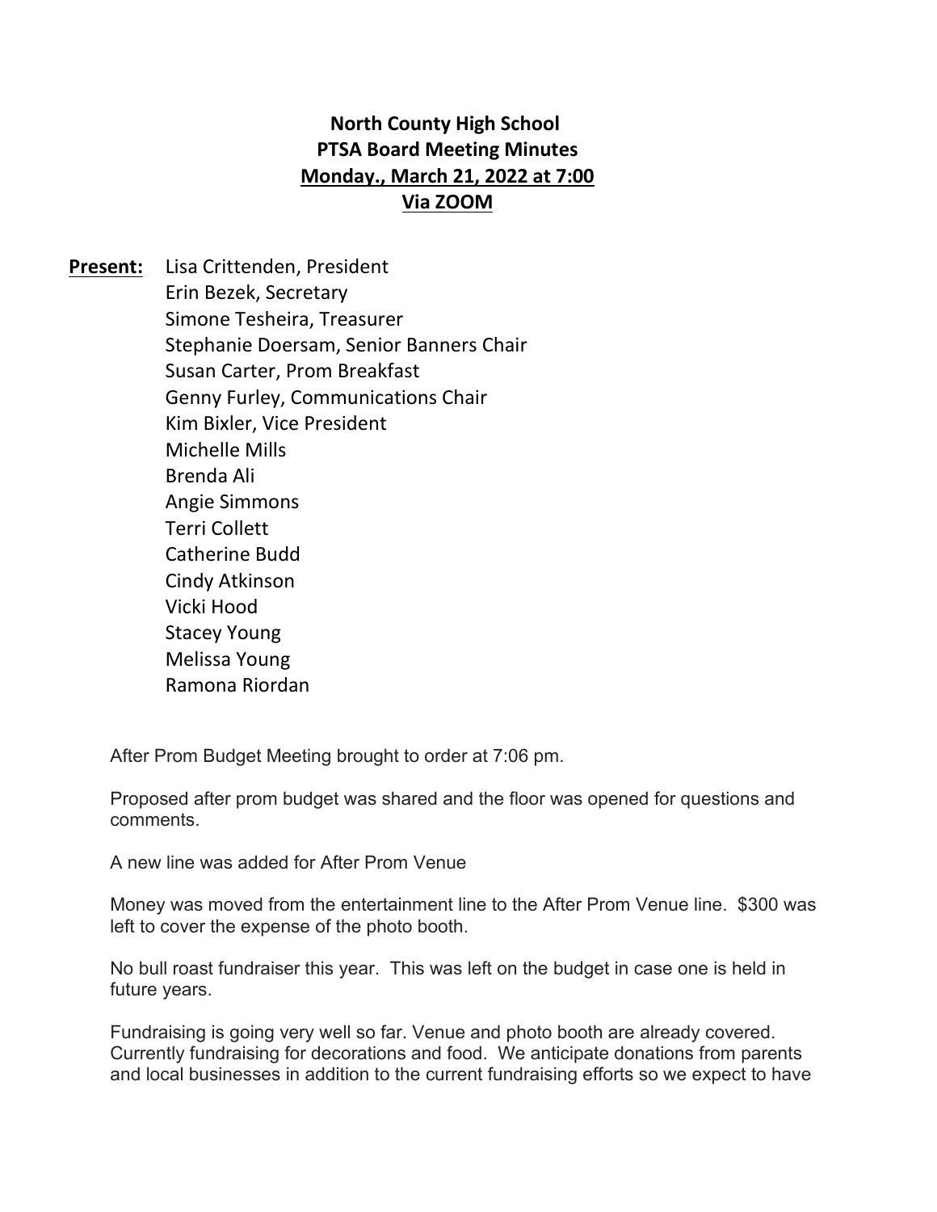# North County High School
## PTSA Board Meeting Minutes
### Monday., March 21, 2022 at 7:00
### Via ZOOM

**Present:** Lisa Crittenden, President
Erin Bezek, Secretary
Simone Tesheira, Treasurer
Stephanie Doersam, Senior Banners Chair
Susan Carter, Prom Breakfast
Genny Furley, Communications Chair
Kim Bixler, Vice President
Michelle Mills
Brenda Ali
Angie Simmons
Terri Collett
Catherine Budd
Cindy Atkinson
Vicki Hood
Stacey Young
Melissa Young
Ramona Riordan

After Prom Budget Meeting brought to order at 7:06 pm.

Proposed after prom budget was shared and the floor was opened for questions and comments.

A new line was added for After Prom Venue

Money was moved from the entertainment line to the After Prom Venue line. $300 was left to cover the expense of the photo booth.

No bull roast fundraiser this year. This was left on the budget in case one is held in future years.

Fundraising is going very well so far. Venue and photo booth are already covered. Currently fundraising for decorations and food. We anticipate donations from parents and local businesses in addition to the current fundraising efforts so we expect to have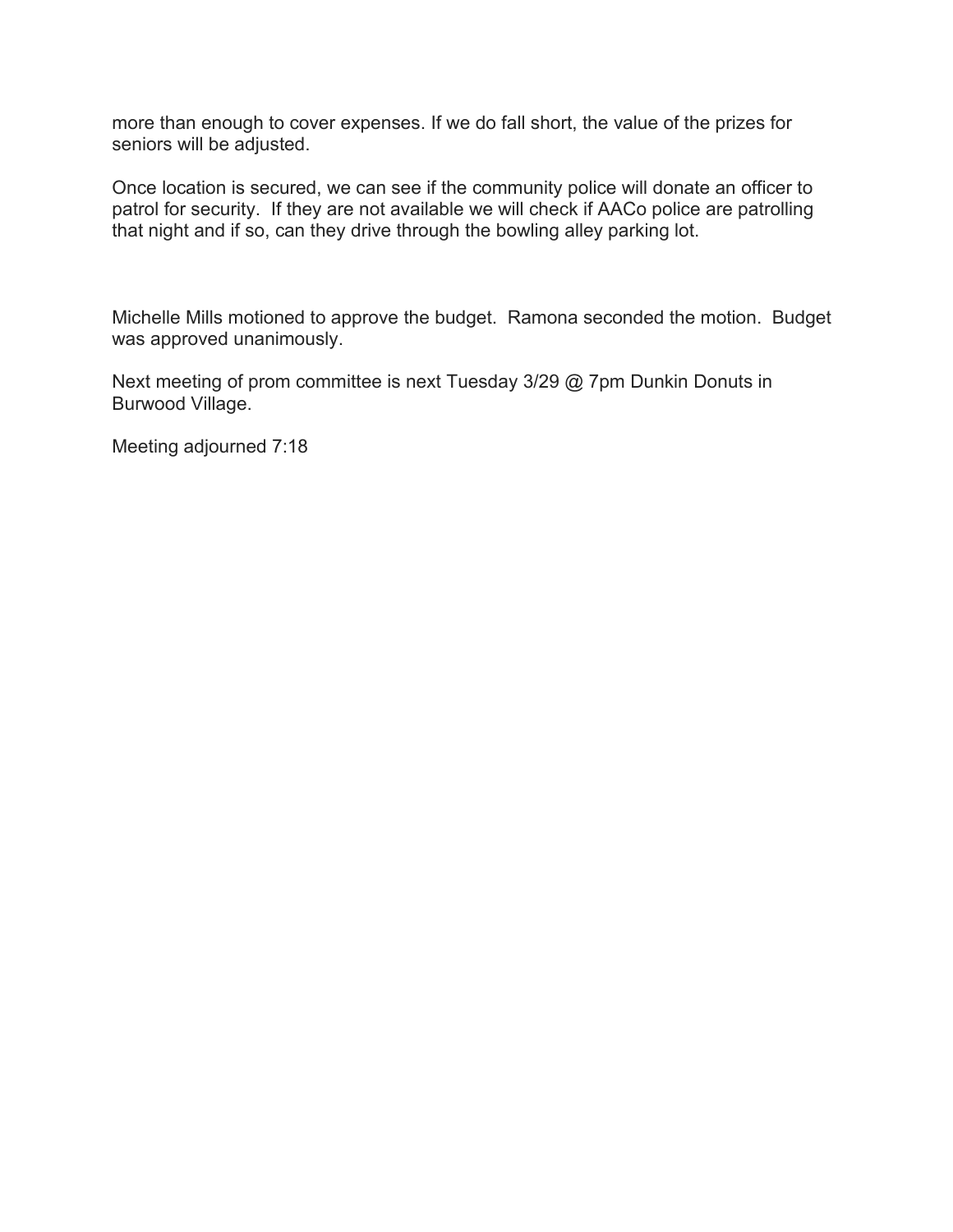more than enough to cover expenses. If we do fall short, the value of the prizes for seniors will be adjusted.

Once location is secured, we can see if the community police will donate an officer to patrol for security. If they are not available we will check if AACo police are patrolling that night and if so, can they drive through the bowling alley parking lot.

Michelle Mills motioned to approve the budget. Ramona seconded the motion. Budget was approved unanimously.

Next meeting of prom committee is next Tuesday 3/29 @ 7pm Dunkin Donuts in Burwood Village.

Meeting adjourned 7:18